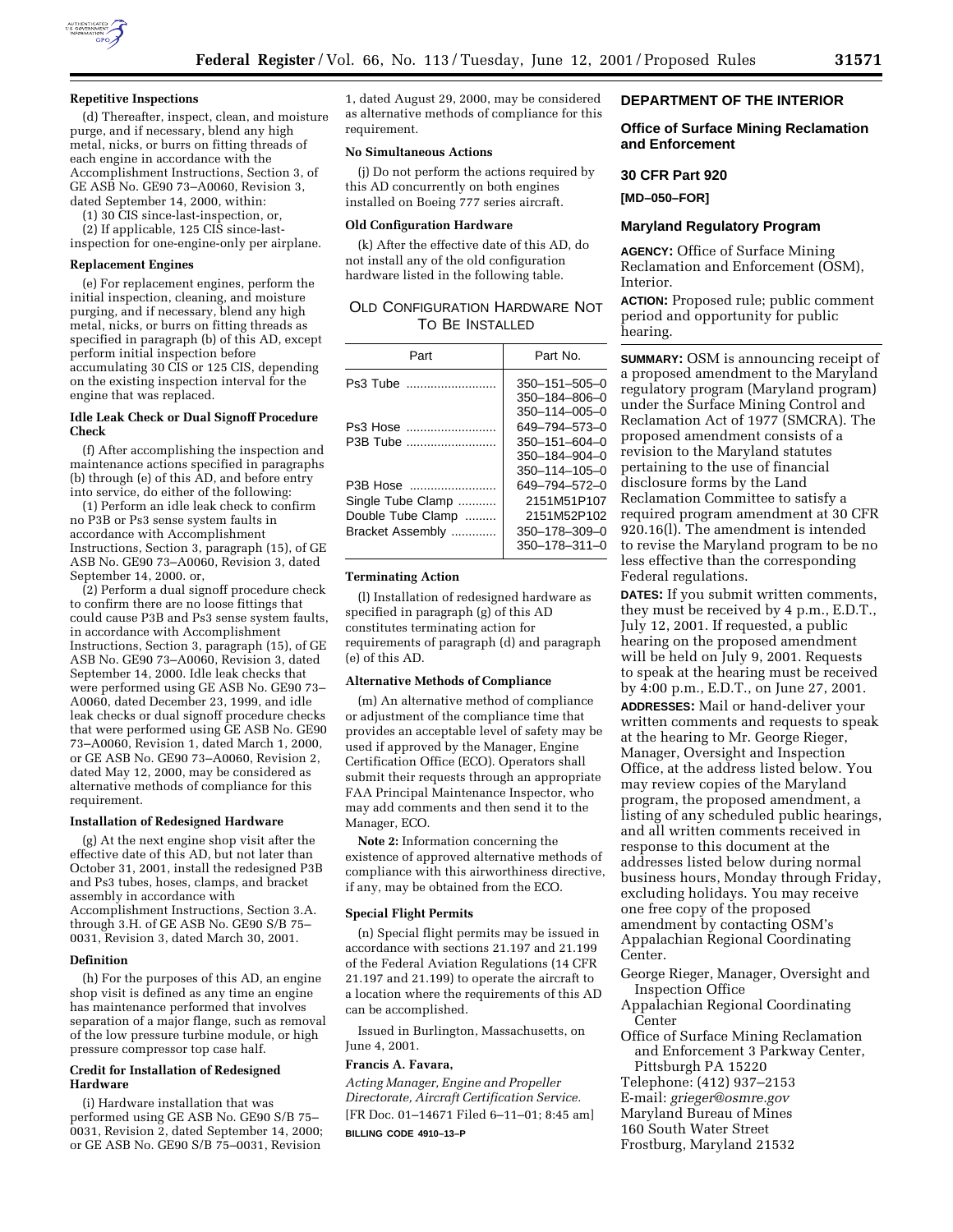**Repetitive Inspections**

(d) Thereafter, inspect, clean, and moisture purge, and if necessary, blend any high metal, nicks, or burrs on fitting threads of each engine in accordance with the Accomplishment Instructions, Section 3, of GE ASB No. GE90 73–A0060, Revision 3, dated September 14, 2000, within:

(1) 30 CIS since-last-inspection, or,

(2) If applicable, 125 CIS since-last-inspection for one-engine-only per airplane.

**Replacement Engines**

(e) For replacement engines, perform the initial inspection, cleaning, and moisture purging, and if necessary, blend any high metal, nicks, or burrs on fitting threads as specified in paragraph (b) of this AD, except perform initial inspection before accumulating 30 CIS or 125 CIS, depending on the existing inspection interval for the engine that was replaced.

**Idle Leak Check or Dual Signoff Procedure Check**

(f) After accomplishing the inspection and maintenance actions specified in paragraphs (b) through (e) of this AD, and before entry into service, do either of the following:

(1) Perform an idle leak check to confirm no P3B or Ps3 sense system faults in accordance with Accomplishment Instructions, Section 3, paragraph (15), of GE ASB No. GE90 73–A0060, Revision 3, dated September 14, 2000. or,

(2) Perform a dual signoff procedure check to confirm there are no loose fittings that could cause P3B and Ps3 sense system faults, in accordance with Accomplishment Instructions, Section 3, paragraph (15), of GE ASB No. GE90 73–A0060, Revision 3, dated September 14, 2000. Idle leak checks that were performed using GE ASB No. GE90 73–A0060, dated December 23, 1999, and idle leak checks or dual signoff procedure checks that were performed using GE ASB No. GE90 73–A0060, Revision 1, dated March 1, 2000, or GE ASB No. GE90 73–A0060, Revision 2, dated May 12, 2000, may be considered as alternative methods of compliance for this requirement.

**Installation of Redesigned Hardware**

(g) At the next engine shop visit after the effective date of this AD, but not later than October 31, 2001, install the redesigned P3B and Ps3 tubes, hoses, clamps, and bracket assembly in accordance with Accomplishment Instructions, Section 3.A. through 3.H. of GE ASB No. GE90 S/B 75–0031, Revision 3, dated March 30, 2001.

**Definition**

(h) For the purposes of this AD, an engine shop visit is defined as any time an engine has maintenance performed that involves separation of a major flange, such as removal of the low pressure turbine module, or high pressure compressor top case half.

**Credit for Installation of Redesigned Hardware**

(i) Hardware installation that was performed using GE ASB No. GE90 S/B 75–0031, Revision 2, dated September 14, 2000; or GE ASB No. GE90 S/B 75–0031, Revision 1, dated August 29, 2000, may be considered as alternative methods of compliance for this requirement.

**No Simultaneous Actions**

(j) Do not perform the actions required by this AD concurrently on both engines installed on Boeing 777 series aircraft.

**Old Configuration Hardware**

(k) After the effective date of this AD, do not install any of the old configuration hardware listed in the following table.

OLD CONFIGURATION HARDWARE NOT TO BE INSTALLED

| Part | Part No. |
|---|---|
| Ps3 Tube | 350–151–505–0 |
| | 350–184–806–0 |
| | 350–114–005–0 |
| Ps3 Hose | 649–794–573–0 |
| P3B Tube | 350–151–604–0 |
| | 350–184–904–0 |
| | 350–114–105–0 |
| P3B Hose | 649–794–572–0 |
| Single Tube Clamp | 2151M51P107 |
| Double Tube Clamp | 2151M52P102 |
| Bracket Assembly | 350–178–309–0 |
| | 350–178–311–0 |

**Terminating Action**

(l) Installation of redesigned hardware as specified in paragraph (g) of this AD constitutes terminating action for requirements of paragraph (d) and paragraph (e) of this AD.

**Alternative Methods of Compliance**

(m) An alternative method of compliance or adjustment of the compliance time that provides an acceptable level of safety may be used if approved by the Manager, Engine Certification Office (ECO). Operators shall submit their requests through an appropriate FAA Principal Maintenance Inspector, who may add comments and then send it to the Manager, ECO.

**Note 2:** Information concerning the existence of approved alternative methods of compliance with this airworthiness directive, if any, may be obtained from the ECO.

**Special Flight Permits**

(n) Special flight permits may be issued in accordance with sections 21.197 and 21.199 of the Federal Aviation Regulations (14 CFR 21.197 and 21.199) to operate the aircraft to a location where the requirements of this AD can be accomplished.

Issued in Burlington, Massachusetts, on June 4, 2001.

**Francis A. Favara,**

*Acting Manager, Engine and Propeller Directorate, Aircraft Certification Service.*

[FR Doc. 01–14671 Filed 6–11–01; 8:45 am]

**BILLING CODE 4910–13–P**

## DEPARTMENT OF THE INTERIOR

### Office of Surface Mining Reclamation and Enforcement

### 30 CFR Part 920

**[MD–050–FOR]**

### Maryland Regulatory Program

**AGENCY:** Office of Surface Mining Reclamation and Enforcement (OSM), Interior.

**ACTION:** Proposed rule; public comment period and opportunity for public hearing.

**SUMMARY:** OSM is announcing receipt of a proposed amendment to the Maryland regulatory program (Maryland program) under the Surface Mining Control and Reclamation Act of 1977 (SMCRA). The proposed amendment consists of a revision to the Maryland statutes pertaining to the use of financial disclosure forms by the Land Reclamation Committee to satisfy a required program amendment at 30 CFR 920.16(l). The amendment is intended to revise the Maryland program to be no less effective than the corresponding Federal regulations.

**DATES:** If you submit written comments, they must be received by 4 p.m., E.D.T., July 12, 2001. If requested, a public hearing on the proposed amendment will be held on July 9, 2001. Requests to speak at the hearing must be received by 4:00 p.m., E.D.T., on June 27, 2001.

**ADDRESSES:** Mail or hand-deliver your written comments and requests to speak at the hearing to Mr. George Rieger, Manager, Oversight and Inspection Office, at the address listed below. You may review copies of the Maryland program, the proposed amendment, a listing of any scheduled public hearings, and all written comments received in response to this document at the addresses listed below during normal business hours, Monday through Friday, excluding holidays. You may receive one free copy of the proposed amendment by contacting OSM's Appalachian Regional Coordinating Center.

George Rieger, Manager, Oversight and Inspection Office
Appalachian Regional Coordinating Center
Office of Surface Mining Reclamation and Enforcement 3 Parkway Center, Pittsburgh PA 15220
Telephone: (412) 937–2153
E-mail: *grieger@osmre.gov*
Maryland Bureau of Mines
160 South Water Street
Frostburg, Maryland 21532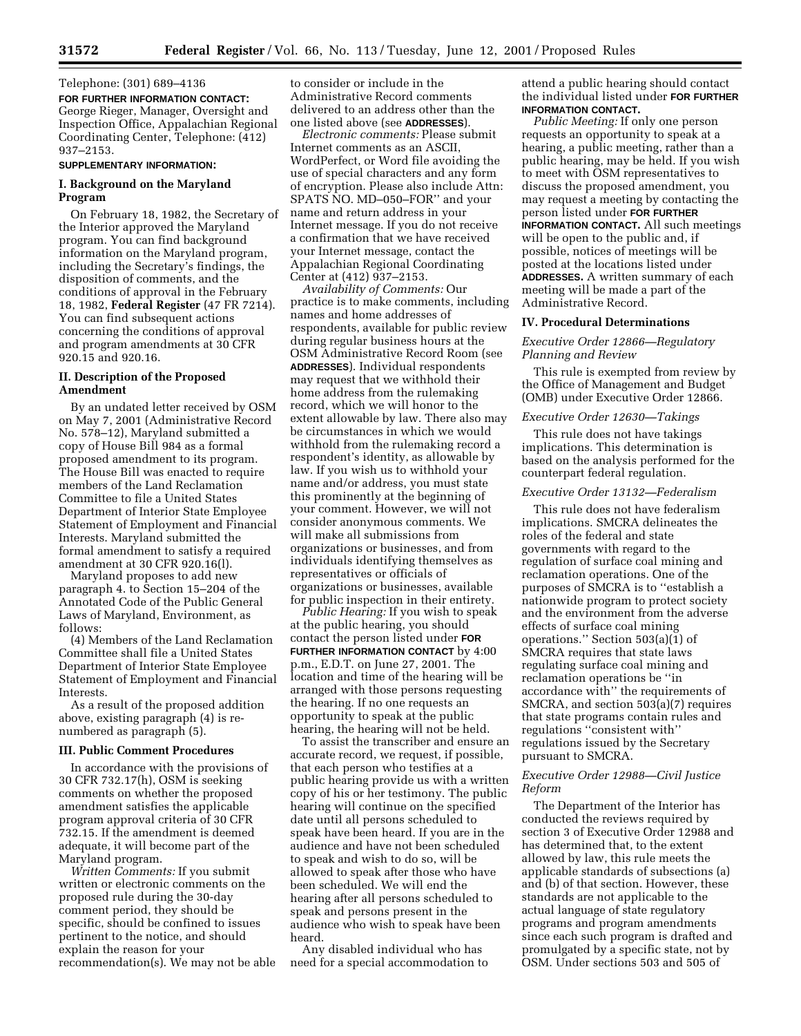Telephone: (301) 689–4136

**FOR FURTHER INFORMATION CONTACT:** George Rieger, Manager, Oversight and Inspection Office, Appalachian Regional Coordinating Center, Telephone: (412) 937–2153.

**SUPPLEMENTARY INFORMATION:**

### I. Background on the Maryland Program

On February 18, 1982, the Secretary of the Interior approved the Maryland program. You can find background information on the Maryland program, including the Secretary's findings, the disposition of comments, and the conditions of approval in the February 18, 1982, **Federal Register** (47 FR 7214). You can find subsequent actions concerning the conditions of approval and program amendments at 30 CFR 920.15 and 920.16.

### II. Description of the Proposed Amendment

By an undated letter received by OSM on May 7, 2001 (Administrative Record No. 578–12), Maryland submitted a copy of House Bill 984 as a formal proposed amendment to its program. The House Bill was enacted to require members of the Land Reclamation Committee to file a United States Department of Interior State Employee Statement of Employment and Financial Interests. Maryland submitted the formal amendment to satisfy a required amendment at 30 CFR 920.16(l).

Maryland proposes to add new paragraph 4. to Section 15–204 of the Annotated Code of the Public General Laws of Maryland, Environment, as follows:

(4) Members of the Land Reclamation Committee shall file a United States Department of Interior State Employee Statement of Employment and Financial Interests.

As a result of the proposed addition above, existing paragraph (4) is re-numbered as paragraph (5).

### III. Public Comment Procedures

In accordance with the provisions of 30 CFR 732.17(h), OSM is seeking comments on whether the proposed amendment satisfies the applicable program approval criteria of 30 CFR 732.15. If the amendment is deemed adequate, it will become part of the Maryland program.

*Written Comments:* If you submit written or electronic comments on the proposed rule during the 30-day comment period, they should be specific, should be confined to issues pertinent to the notice, and should explain the reason for your recommendation(s). We may not be able to consider or include in the Administrative Record comments delivered to an address other than the one listed above (see **ADDRESSES**).

*Electronic comments:* Please submit Internet comments as an ASCII, WordPerfect, or Word file avoiding the use of special characters and any form of encryption. Please also include Attn: SPATS NO. MD–050–FOR'' and your name and return address in your Internet message. If you do not receive a confirmation that we have received your Internet message, contact the Appalachian Regional Coordinating Center at (412) 937–2153.

*Availability of Comments:* Our practice is to make comments, including names and home addresses of respondents, available for public review during regular business hours at the OSM Administrative Record Room (see **ADDRESSES**). Individual respondents may request that we withhold their home address from the rulemaking record, which we will honor to the extent allowable by law. There also may be circumstances in which we would withhold from the rulemaking record a respondent's identity, as allowable by law. If you wish us to withhold your name and/or address, you must state this prominently at the beginning of your comment. However, we will not consider anonymous comments. We will make all submissions from organizations or businesses, and from individuals identifying themselves as representatives or officials of organizations or businesses, available for public inspection in their entirety.

*Public Hearing:* If you wish to speak at the public hearing, you should contact the person listed under **FOR FURTHER INFORMATION CONTACT** by 4:00 p.m., E.D.T. on June 27, 2001. The location and time of the hearing will be arranged with those persons requesting the hearing. If no one requests an opportunity to speak at the public hearing, the hearing will not be held.

To assist the transcriber and ensure an accurate record, we request, if possible, that each person who testifies at a public hearing provide us with a written copy of his or her testimony. The public hearing will continue on the specified date until all persons scheduled to speak have been heard. If you are in the audience and have not been scheduled to speak and wish to do so, will be allowed to speak after those who have been scheduled. We will end the hearing after all persons scheduled to speak and persons present in the audience who wish to speak have been heard.

Any disabled individual who has need for a special accommodation to attend a public hearing should contact the individual listed under **FOR FURTHER INFORMATION CONTACT.**

*Public Meeting:* If only one person requests an opportunity to speak at a hearing, a public meeting, rather than a public hearing, may be held. If you wish to meet with OSM representatives to discuss the proposed amendment, you may request a meeting by contacting the person listed under **FOR FURTHER INFORMATION CONTACT.** All such meetings will be open to the public and, if possible, notices of meetings will be posted at the locations listed under **ADDRESSES.** A written summary of each meeting will be made a part of the Administrative Record.

### IV. Procedural Determinations

*Executive Order 12866—Regulatory Planning and Review*

This rule is exempted from review by the Office of Management and Budget (OMB) under Executive Order 12866.

*Executive Order 12630—Takings*

This rule does not have takings implications. This determination is based on the analysis performed for the counterpart federal regulation.

*Executive Order 13132—Federalism*

This rule does not have federalism implications. SMCRA delineates the roles of the federal and state governments with regard to the regulation of surface coal mining and reclamation operations. One of the purposes of SMCRA is to ''establish a nationwide program to protect society and the environment from the adverse effects of surface coal mining operations.'' Section 503(a)(1) of SMCRA requires that state laws regulating surface coal mining and reclamation operations be ''in accordance with'' the requirements of SMCRA, and section 503(a)(7) requires that state programs contain rules and regulations ''consistent with'' regulations issued by the Secretary pursuant to SMCRA.

*Executive Order 12988—Civil Justice Reform*

The Department of the Interior has conducted the reviews required by section 3 of Executive Order 12988 and has determined that, to the extent allowed by law, this rule meets the applicable standards of subsections (a) and (b) of that section. However, these standards are not applicable to the actual language of state regulatory programs and program amendments since each such program is drafted and promulgated by a specific state, not by OSM. Under sections 503 and 505 of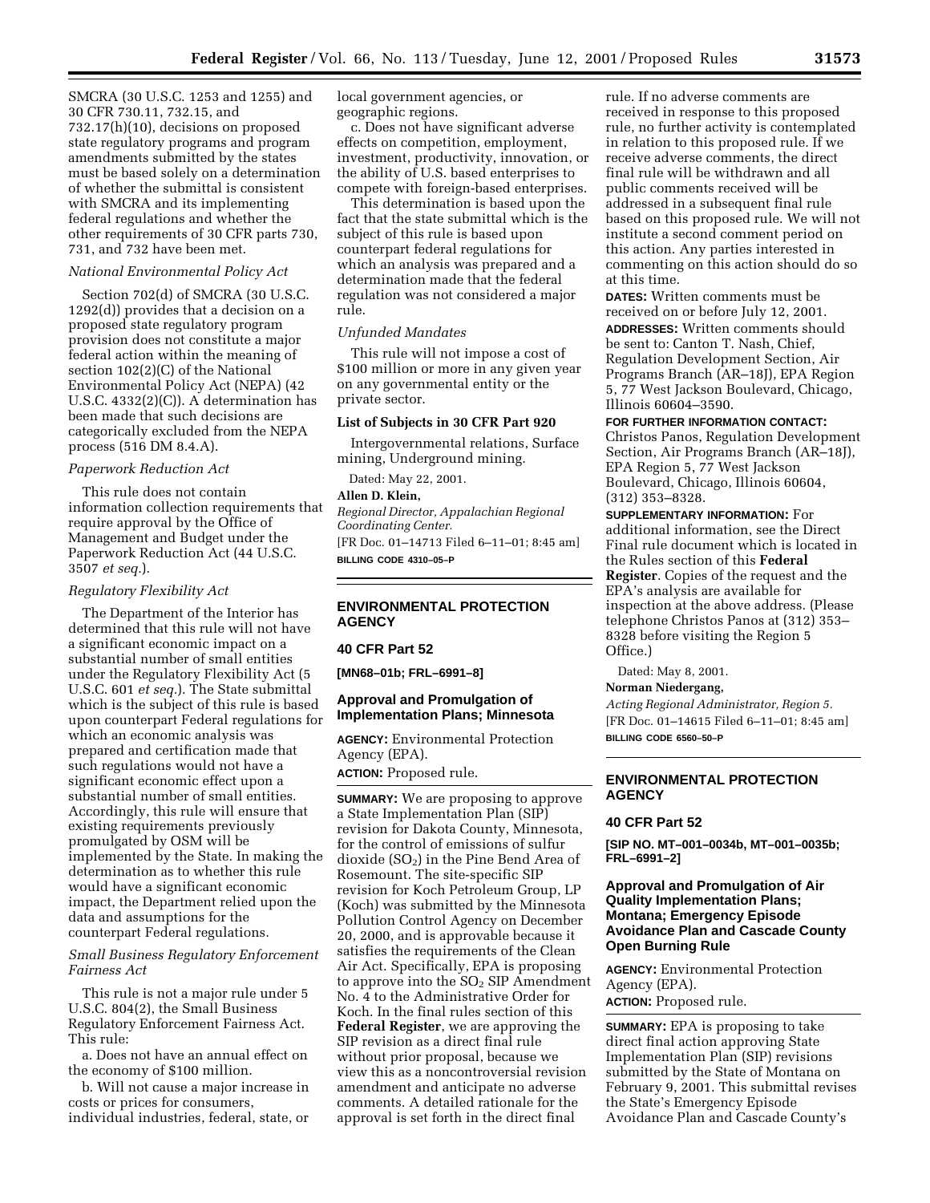SMCRA (30 U.S.C. 1253 and 1255) and 30 CFR 730.11, 732.15, and 732.17(h)(10), decisions on proposed state regulatory programs and program amendments submitted by the states must be based solely on a determination of whether the submittal is consistent with SMCRA and its implementing federal regulations and whether the other requirements of 30 CFR parts 730, 731, and 732 have been met.

*National Environmental Policy Act*

Section 702(d) of SMCRA (30 U.S.C. 1292(d)) provides that a decision on a proposed state regulatory program provision does not constitute a major federal action within the meaning of section 102(2)(C) of the National Environmental Policy Act (NEPA) (42 U.S.C. 4332(2)(C)). A determination has been made that such decisions are categorically excluded from the NEPA process (516 DM 8.4.A).

*Paperwork Reduction Act*

This rule does not contain information collection requirements that require approval by the Office of Management and Budget under the Paperwork Reduction Act (44 U.S.C. 3507 *et seq.*).

*Regulatory Flexibility Act*

The Department of the Interior has determined that this rule will not have a significant economic impact on a substantial number of small entities under the Regulatory Flexibility Act (5 U.S.C. 601 *et seq.*). The State submittal which is the subject of this rule is based upon counterpart Federal regulations for which an economic analysis was prepared and certification made that such regulations would not have a significant economic effect upon a substantial number of small entities. Accordingly, this rule will ensure that existing requirements previously promulgated by OSM will be implemented by the State. In making the determination as to whether this rule would have a significant economic impact, the Department relied upon the data and assumptions for the counterpart Federal regulations.

*Small Business Regulatory Enforcement Fairness Act*

This rule is not a major rule under 5 U.S.C. 804(2), the Small Business Regulatory Enforcement Fairness Act. This rule:

a. Does not have an annual effect on the economy of $100 million.

b. Will not cause a major increase in costs or prices for consumers, individual industries, federal, state, or local government agencies, or geographic regions.

c. Does not have significant adverse effects on competition, employment, investment, productivity, innovation, or the ability of U.S. based enterprises to compete with foreign-based enterprises.

This determination is based upon the fact that the state submittal which is the subject of this rule is based upon counterpart federal regulations for which an analysis was prepared and a determination made that the federal regulation was not considered a major rule.

*Unfunded Mandates*

This rule will not impose a cost of $100 million or more in any given year on any governmental entity or the private sector.

**List of Subjects in 30 CFR Part 920**

Intergovernmental relations, Surface mining, Underground mining.

Dated: May 22, 2001.

**Allen D. Klein,**

*Regional Director, Appalachian Regional Coordinating Center.*

[FR Doc. 01–14713 Filed 6–11–01; 8:45 am]

**BILLING CODE 4310–05–P**

---

## ENVIRONMENTAL PROTECTION AGENCY

### 40 CFR Part 52

**[MN68–01b; FRL–6991–8]**

### Approval and Promulgation of Implementation Plans; Minnesota

**AGENCY:** Environmental Protection Agency (EPA).

**ACTION:** Proposed rule.

**SUMMARY:** We are proposing to approve a State Implementation Plan (SIP) revision for Dakota County, Minnesota, for the control of emissions of sulfur dioxide ($SO_2$) in the Pine Bend Area of Rosemount. The site-specific SIP revision for Koch Petroleum Group, LP (Koch) was submitted by the Minnesota Pollution Control Agency on December 20, 2000, and is approvable because it satisfies the requirements of the Clean Air Act. Specifically, EPA is proposing to approve into the $SO_2$ SIP Amendment No. 4 to the Administrative Order for Koch. In the final rules section of this **Federal Register**, we are approving the SIP revision as a direct final rule without prior proposal, because we view this as a noncontroversial revision amendment and anticipate no adverse comments. A detailed rationale for the approval is set forth in the direct final rule. If no adverse comments are received in response to this proposed rule, no further activity is contemplated in relation to this proposed rule. If we receive adverse comments, the direct final rule will be withdrawn and all public comments received will be addressed in a subsequent final rule based on this proposed rule. We will not institute a second comment period on this action. Any parties interested in commenting on this action should do so at this time.

**DATES:** Written comments must be received on or before July 12, 2001.

**ADDRESSES:** Written comments should be sent to: Canton T. Nash, Chief, Regulation Development Section, Air Programs Branch (AR–18J), EPA Region 5, 77 West Jackson Boulevard, Chicago, Illinois 60604–3590.

**FOR FURTHER INFORMATION CONTACT:** Christos Panos, Regulation Development Section, Air Programs Branch (AR–18J), EPA Region 5, 77 West Jackson Boulevard, Chicago, Illinois 60604, (312) 353–8328.

**SUPPLEMENTARY INFORMATION:** For additional information, see the Direct Final rule document which is located in the Rules section of this **Federal Register**. Copies of the request and the EPA's analysis are available for inspection at the above address. (Please telephone Christos Panos at (312) 353–8328 before visiting the Region 5 Office.)

Dated: May 8, 2001.

**Norman Niedergang,**

*Acting Regional Administrator, Region 5.*

[FR Doc. 01–14615 Filed 6–11–01; 8:45 am]

**BILLING CODE 6560–50–P**

---

## ENVIRONMENTAL PROTECTION AGENCY

### 40 CFR Part 52

**[SIP NO. MT–001–0034b, MT–001–0035b; FRL–6991–2]**

### Approval and Promulgation of Air Quality Implementation Plans; Montana; Emergency Episode Avoidance Plan and Cascade County Open Burning Rule

**AGENCY:** Environmental Protection Agency (EPA).

**ACTION:** Proposed rule.

**SUMMARY:** EPA is proposing to take direct final action approving State Implementation Plan (SIP) revisions submitted by the State of Montana on February 9, 2001. This submittal revises the State's Emergency Episode Avoidance Plan and Cascade County's